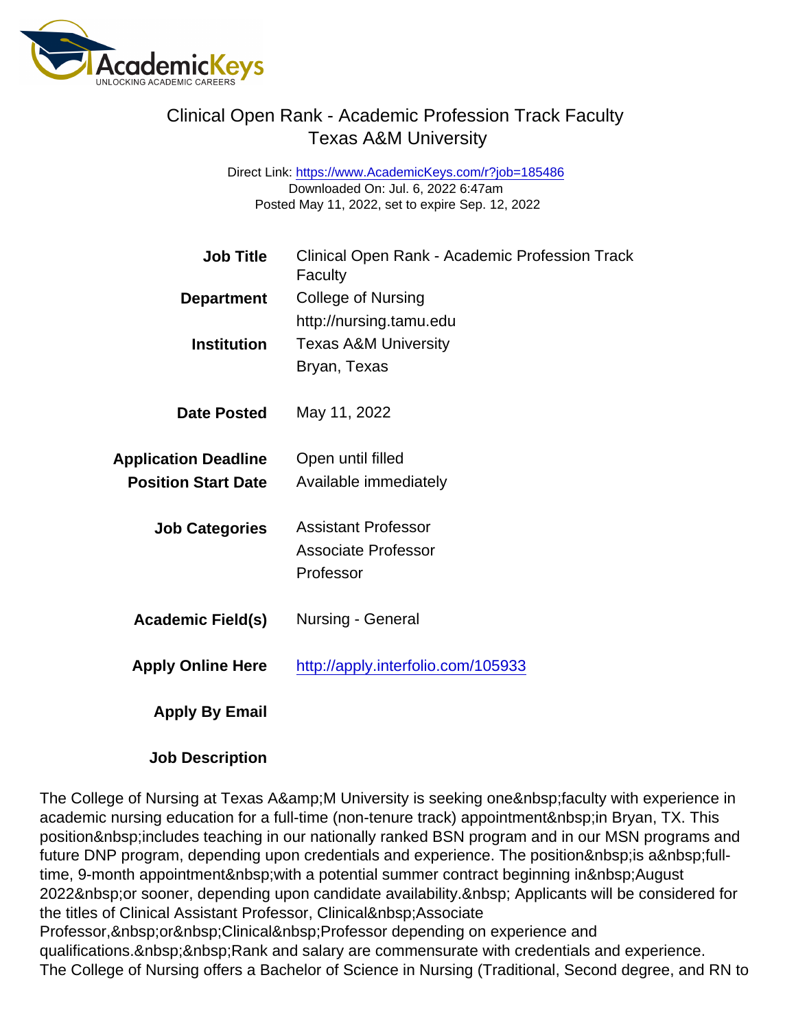# Clinical Open Rank - Academic Profession Track Faculty
## Texas A&M University

Direct Link: https://www.AcademicKeys.com/r?job=185486
Downloaded On: Jul. 6, 2022 6:47am
Posted May 11, 2022, set to expire Sep. 12, 2022

| | |
|---|---|
| **Job Title** | Clinical Open Rank - Academic Profession Track Faculty |
| **Department** | College of Nursing<br>http://nursing.tamu.edu |
| **Institution** | Texas A&M University<br>Bryan, Texas |
| **Date Posted** | May 11, 2022 |
| **Application Deadline** | Open until filled |
| **Position Start Date** | Available immediately |
| **Job Categories** | Assistant Professor<br>Associate Professor<br>Professor |
| **Academic Field(s)** | Nursing - General |
| **Apply Online Here** | http://apply.interfolio.com/105933 |
| **Apply By Email** | |

**Job Description**

The College of Nursing at Texas A&amp;M University is seeking one&nbsp;faculty with experience in academic nursing education for a full-time (non-tenure track) appointment&nbsp;in Bryan, TX. This position&nbsp;includes teaching in our nationally ranked BSN program and in our MSN programs and future DNP program, depending upon credentials and experience. The position&nbsp;is a&nbsp;full-time, 9-month appointment&nbsp;with a potential summer contract beginning in&nbsp;August 2022&nbsp;or sooner, depending upon candidate availability.&nbsp; Applicants will be considered for the titles of Clinical Assistant Professor, Clinical&nbsp;Associate Professor,&nbsp;or&nbsp;Clinical&nbsp;Professor depending on experience and qualifications.&nbsp;&nbsp;Rank and salary are commensurate with credentials and experience.
The College of Nursing offers a Bachelor of Science in Nursing (Traditional, Second degree, and RN to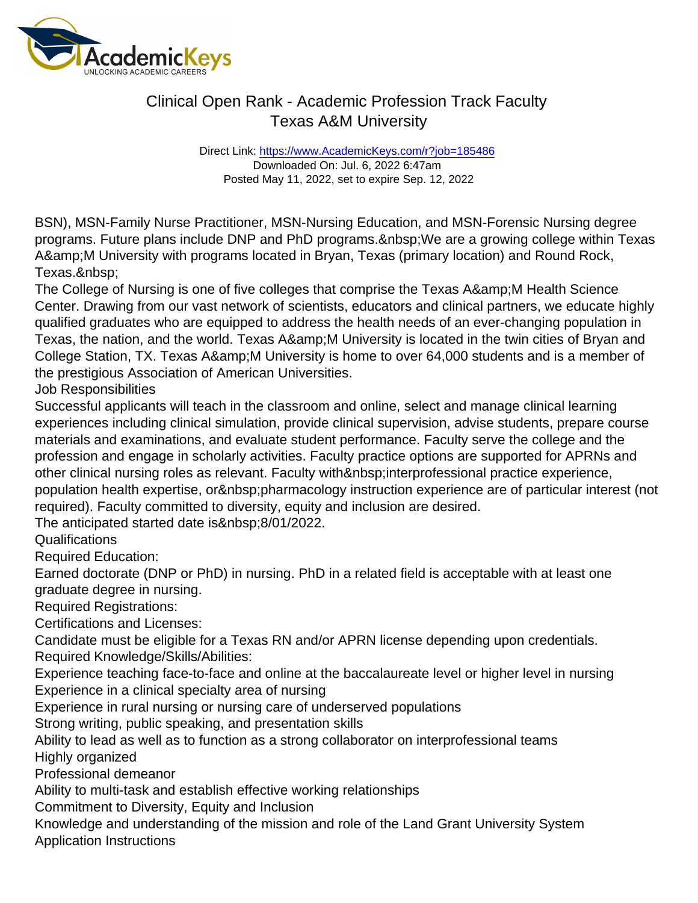BSN), MSN-Family Nurse Practitioner, MSN-Nursing Education, and MSN-Forensic Nursing degree programs. Future plans include DNP and PhD programs.&nbsp;We are a growing college within Texas A&amp;M University with programs located in Bryan, Texas (primary location) and Round Rock, Texas.&nbsp;

The College of Nursing is one of five colleges that comprise the Texas A&amp;M Health Science Center. Drawing from our vast network of scientists, educators and clinical partners, we educate highly qualified graduates who are equipped to address the health needs of an ever-changing population in Texas, the nation, and the world. Texas A&amp;M University is located in the twin cities of Bryan and College Station, TX. Texas A&amp;M University is home to over 64,000 students and is a member of the prestigious Association of American Universities.

Job Responsibilities

Successful applicants will teach in the classroom and online, select and manage clinical learning experiences including clinical simulation, provide clinical supervision, advise students, prepare course materials and examinations, and evaluate student performance. Faculty serve the college and the profession and engage in scholarly activities. Faculty practice options are supported for APRNs and other clinical nursing roles as relevant. Faculty with&nbsp;interprofessional practice experience, population health expertise, or&nbsp;pharmacology instruction experience are of particular interest (not required). Faculty committed to diversity, equity and inclusion are desired.

The anticipated started date is&nbsp;8/01/2022.

Qualifications

Required Education:

Earned doctorate (DNP or PhD) in nursing. PhD in a related field is acceptable with at least one graduate degree in nursing.

Required Registrations:

Certifications and Licenses:

Candidate must be eligible for a Texas RN and/or APRN license depending upon credentials.

Required Knowledge/Skills/Abilities:

Experience teaching face-to-face and online at the baccalaureate level or higher level in nursing

Experience in a clinical specialty area of nursing

Experience in rural nursing or nursing care of underserved populations

Strong writing, public speaking, and presentation skills

Ability to lead as well as to function as a strong collaborator on interprofessional teams

Highly organized

Professional demeanor

Ability to multi-task and establish effective working relationships

Commitment to Diversity, Equity and Inclusion

Knowledge and understanding of the mission and role of the Land Grant University System

Application Instructions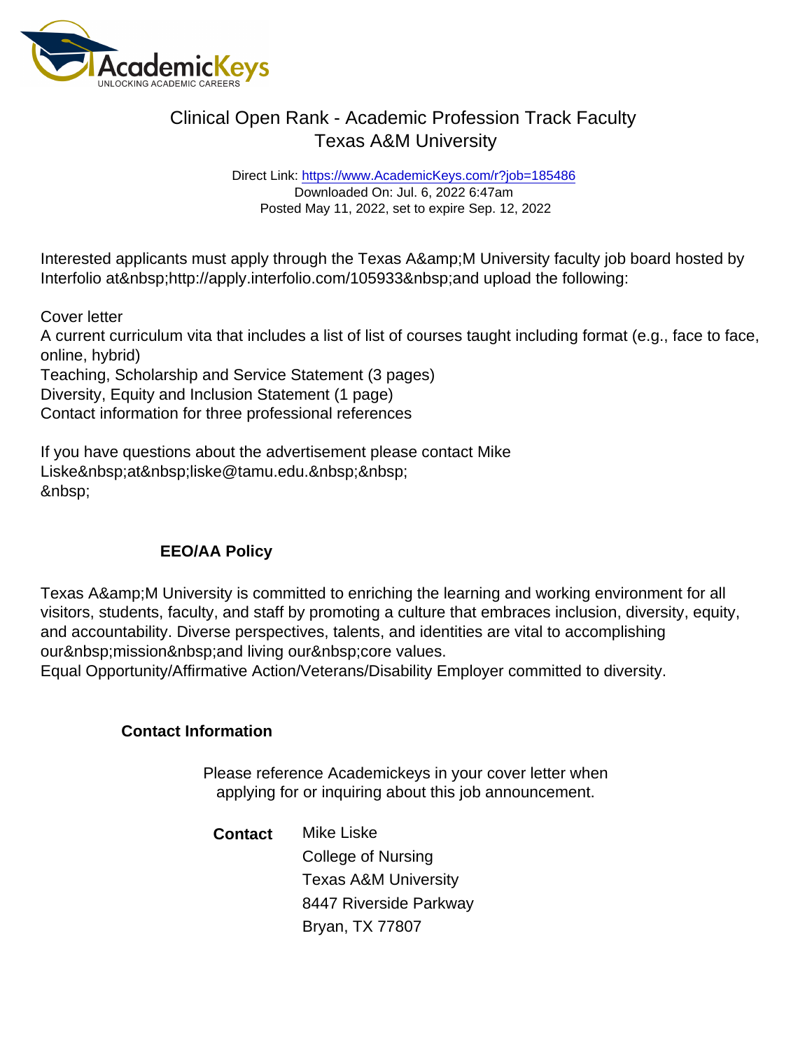Interested applicants must apply through the Texas A&amp;M University faculty job board hosted by Interfolio at&nbsp;http://apply.interfolio.com/105933&nbsp;and upload the following:

Cover letter
A current curriculum vita that includes a list of list of courses taught including format (e.g., face to face, online, hybrid)
Teaching, Scholarship and Service Statement (3 pages)
Diversity, Equity and Inclusion Statement (1 page)
Contact information for three professional references

If you have questions about the advertisement please contact Mike Liske&nbsp;at&nbsp;liske@tamu.edu.&nbsp;&nbsp;
&nbsp;

**EEO/AA Policy**

Texas A&amp;M University is committed to enriching the learning and working environment for all visitors, students, faculty, and staff by promoting a culture that embraces inclusion, diversity, equity, and accountability. Diverse perspectives, talents, and identities are vital to accomplishing our&nbsp;mission&nbsp;and living our&nbsp;core values.
Equal Opportunity/Affirmative Action/Veterans/Disability Employer committed to diversity.

**Contact Information**

Please reference Academickeys in your cover letter when applying for or inquiring about this job announcement.

**Contact** Mike Liske
College of Nursing
Texas A&M University
8447 Riverside Parkway
Bryan, TX 77807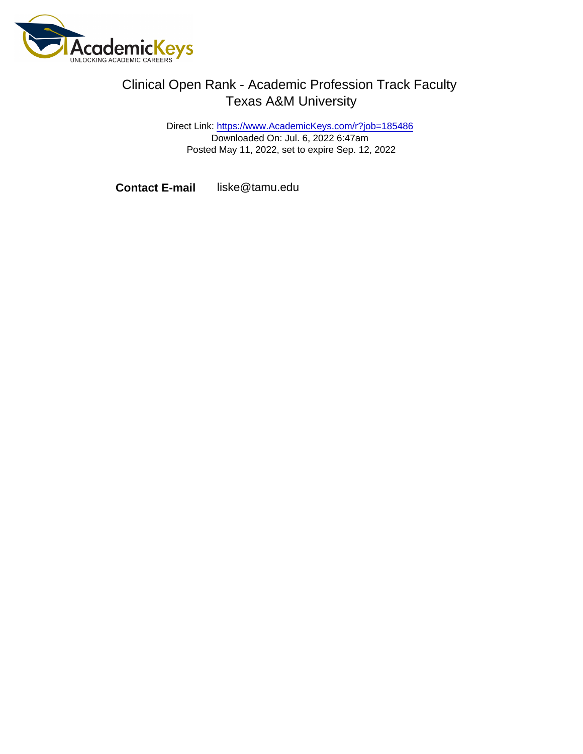# Clinical Open Rank - Academic Profession Track Faculty
## Texas A&M University

Direct Link: https://www.AcademicKeys.com/r?job=185486
Downloaded On: Jul. 6, 2022 6:47am
Posted May 11, 2022, set to expire Sep. 12, 2022

**Contact E-mail** liske@tamu.edu